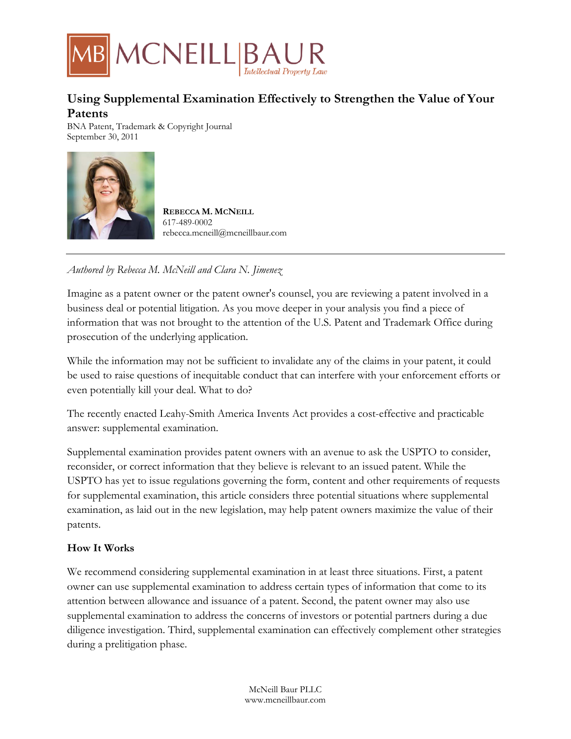# Using Supplemental Examination Effectively to Strengthen the Value of Your Patents

BNA Patent, Trademark & Copyright Journal
September 30, 2011

**REBECCA M. MCNEILL**
617-489-0002
rebecca.mcneill@mcneillbaur.com

---

*Authored by Rebecca M. McNeill and Clara N. Jimenez*

Imagine as a patent owner or the patent owner's counsel, you are reviewing a patent involved in a business deal or potential litigation. As you move deeper in your analysis you find a piece of information that was not brought to the attention of the U.S. Patent and Trademark Office during prosecution of the underlying application.

While the information may not be sufficient to invalidate any of the claims in your patent, it could be used to raise questions of inequitable conduct that can interfere with your enforcement efforts or even potentially kill your deal. What to do?

The recently enacted Leahy-Smith America Invents Act provides a cost-effective and practicable answer: supplemental examination.

Supplemental examination provides patent owners with an avenue to ask the USPTO to consider, reconsider, or correct information that they believe is relevant to an issued patent. While the USPTO has yet to issue regulations governing the form, content and other requirements of requests for supplemental examination, this article considers three potential situations where supplemental examination, as laid out in the new legislation, may help patent owners maximize the value of their patents.

### How It Works

We recommend considering supplemental examination in at least three situations. First, a patent owner can use supplemental examination to address certain types of information that come to its attention between allowance and issuance of a patent. Second, the patent owner may also use supplemental examination to address the concerns of investors or potential partners during a due diligence investigation. Third, supplemental examination can effectively complement other strategies during a prelitigation phase.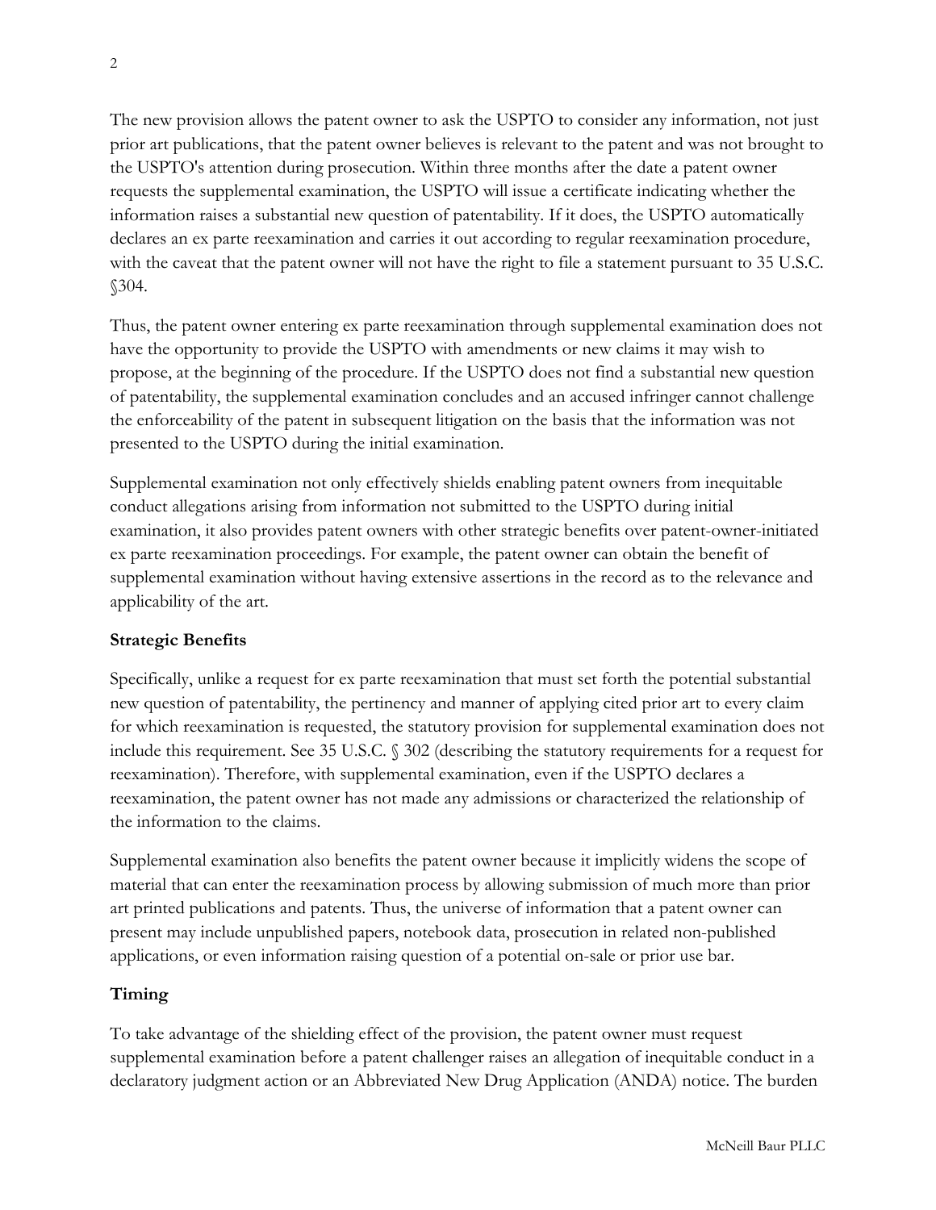The new provision allows the patent owner to ask the USPTO to consider any information, not just prior art publications, that the patent owner believes is relevant to the patent and was not brought to the USPTO's attention during prosecution. Within three months after the date a patent owner requests the supplemental examination, the USPTO will issue a certificate indicating whether the information raises a substantial new question of patentability. If it does, the USPTO automatically declares an ex parte reexamination and carries it out according to regular reexamination procedure, with the caveat that the patent owner will not have the right to file a statement pursuant to 35 U.S.C. §304.

Thus, the patent owner entering ex parte reexamination through supplemental examination does not have the opportunity to provide the USPTO with amendments or new claims it may wish to propose, at the beginning of the procedure. If the USPTO does not find a substantial new question of patentability, the supplemental examination concludes and an accused infringer cannot challenge the enforceability of the patent in subsequent litigation on the basis that the information was not presented to the USPTO during the initial examination.

Supplemental examination not only effectively shields enabling patent owners from inequitable conduct allegations arising from information not submitted to the USPTO during initial examination, it also provides patent owners with other strategic benefits over patent-owner-initiated ex parte reexamination proceedings. For example, the patent owner can obtain the benefit of supplemental examination without having extensive assertions in the record as to the relevance and applicability of the art.

**Strategic Benefits**

Specifically, unlike a request for ex parte reexamination that must set forth the potential substantial new question of patentability, the pertinency and manner of applying cited prior art to every claim for which reexamination is requested, the statutory provision for supplemental examination does not include this requirement. See 35 U.S.C. § 302 (describing the statutory requirements for a request for reexamination). Therefore, with supplemental examination, even if the USPTO declares a reexamination, the patent owner has not made any admissions or characterized the relationship of the information to the claims.

Supplemental examination also benefits the patent owner because it implicitly widens the scope of material that can enter the reexamination process by allowing submission of much more than prior art printed publications and patents. Thus, the universe of information that a patent owner can present may include unpublished papers, notebook data, prosecution in related non-published applications, or even information raising question of a potential on-sale or prior use bar.

**Timing**

To take advantage of the shielding effect of the provision, the patent owner must request supplemental examination before a patent challenger raises an allegation of inequitable conduct in a declaratory judgment action or an Abbreviated New Drug Application (ANDA) notice. The burden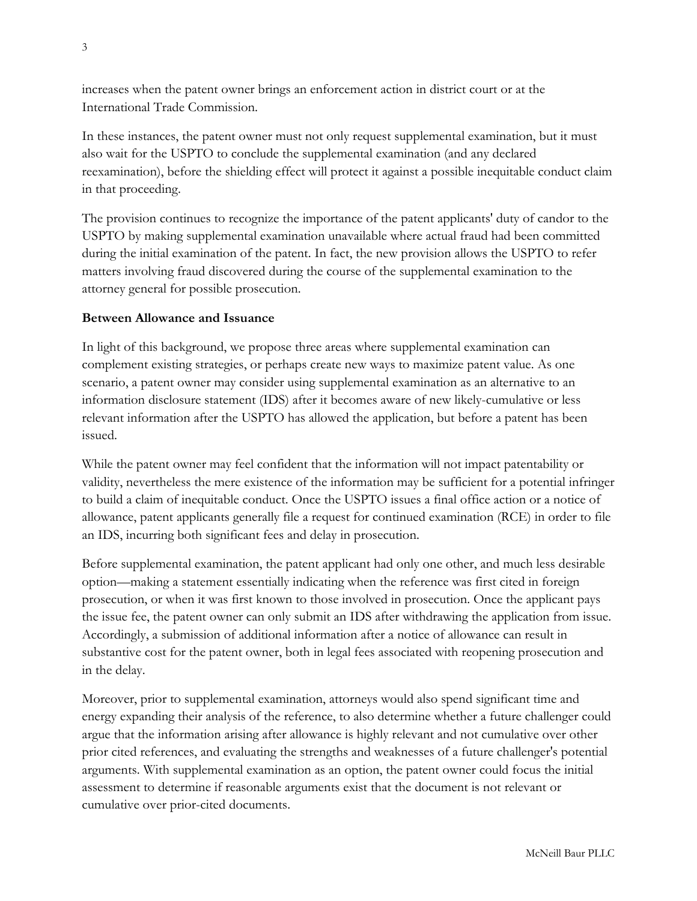increases when the patent owner brings an enforcement action in district court or at the International Trade Commission.

In these instances, the patent owner must not only request supplemental examination, but it must also wait for the USPTO to conclude the supplemental examination (and any declared reexamination), before the shielding effect will protect it against a possible inequitable conduct claim in that proceeding.

The provision continues to recognize the importance of the patent applicants' duty of candor to the USPTO by making supplemental examination unavailable where actual fraud had been committed during the initial examination of the patent. In fact, the new provision allows the USPTO to refer matters involving fraud discovered during the course of the supplemental examination to the attorney general for possible prosecution.

**Between Allowance and Issuance**

In light of this background, we propose three areas where supplemental examination can complement existing strategies, or perhaps create new ways to maximize patent value. As one scenario, a patent owner may consider using supplemental examination as an alternative to an information disclosure statement (IDS) after it becomes aware of new likely-cumulative or less relevant information after the USPTO has allowed the application, but before a patent has been issued.

While the patent owner may feel confident that the information will not impact patentability or validity, nevertheless the mere existence of the information may be sufficient for a potential infringer to build a claim of inequitable conduct. Once the USPTO issues a final office action or a notice of allowance, patent applicants generally file a request for continued examination (RCE) in order to file an IDS, incurring both significant fees and delay in prosecution.

Before supplemental examination, the patent applicant had only one other, and much less desirable option—making a statement essentially indicating when the reference was first cited in foreign prosecution, or when it was first known to those involved in prosecution. Once the applicant pays the issue fee, the patent owner can only submit an IDS after withdrawing the application from issue. Accordingly, a submission of additional information after a notice of allowance can result in substantive cost for the patent owner, both in legal fees associated with reopening prosecution and in the delay.

Moreover, prior to supplemental examination, attorneys would also spend significant time and energy expanding their analysis of the reference, to also determine whether a future challenger could argue that the information arising after allowance is highly relevant and not cumulative over other prior cited references, and evaluating the strengths and weaknesses of a future challenger's potential arguments. With supplemental examination as an option, the patent owner could focus the initial assessment to determine if reasonable arguments exist that the document is not relevant or cumulative over prior-cited documents.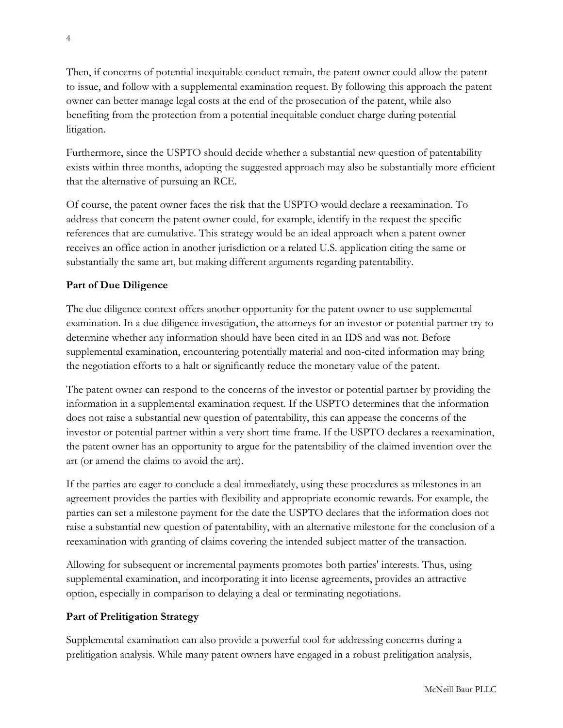Then, if concerns of potential inequitable conduct remain, the patent owner could allow the patent to issue, and follow with a supplemental examination request. By following this approach the patent owner can better manage legal costs at the end of the prosecution of the patent, while also benefiting from the protection from a potential inequitable conduct charge during potential litigation.

Furthermore, since the USPTO should decide whether a substantial new question of patentability exists within three months, adopting the suggested approach may also be substantially more efficient that the alternative of pursuing an RCE.

Of course, the patent owner faces the risk that the USPTO would declare a reexamination. To address that concern the patent owner could, for example, identify in the request the specific references that are cumulative. This strategy would be an ideal approach when a patent owner receives an office action in another jurisdiction or a related U.S. application citing the same or substantially the same art, but making different arguments regarding patentability.

**Part of Due Diligence**

The due diligence context offers another opportunity for the patent owner to use supplemental examination. In a due diligence investigation, the attorneys for an investor or potential partner try to determine whether any information should have been cited in an IDS and was not. Before supplemental examination, encountering potentially material and non-cited information may bring the negotiation efforts to a halt or significantly reduce the monetary value of the patent.

The patent owner can respond to the concerns of the investor or potential partner by providing the information in a supplemental examination request. If the USPTO determines that the information does not raise a substantial new question of patentability, this can appease the concerns of the investor or potential partner within a very short time frame. If the USPTO declares a reexamination, the patent owner has an opportunity to argue for the patentability of the claimed invention over the art (or amend the claims to avoid the art).

If the parties are eager to conclude a deal immediately, using these procedures as milestones in an agreement provides the parties with flexibility and appropriate economic rewards. For example, the parties can set a milestone payment for the date the USPTO declares that the information does not raise a substantial new question of patentability, with an alternative milestone for the conclusion of a reexamination with granting of claims covering the intended subject matter of the transaction.

Allowing for subsequent or incremental payments promotes both parties' interests. Thus, using supplemental examination, and incorporating it into license agreements, provides an attractive option, especially in comparison to delaying a deal or terminating negotiations.

**Part of Prelitigation Strategy**

Supplemental examination can also provide a powerful tool for addressing concerns during a prelitigation analysis. While many patent owners have engaged in a robust prelitigation analysis,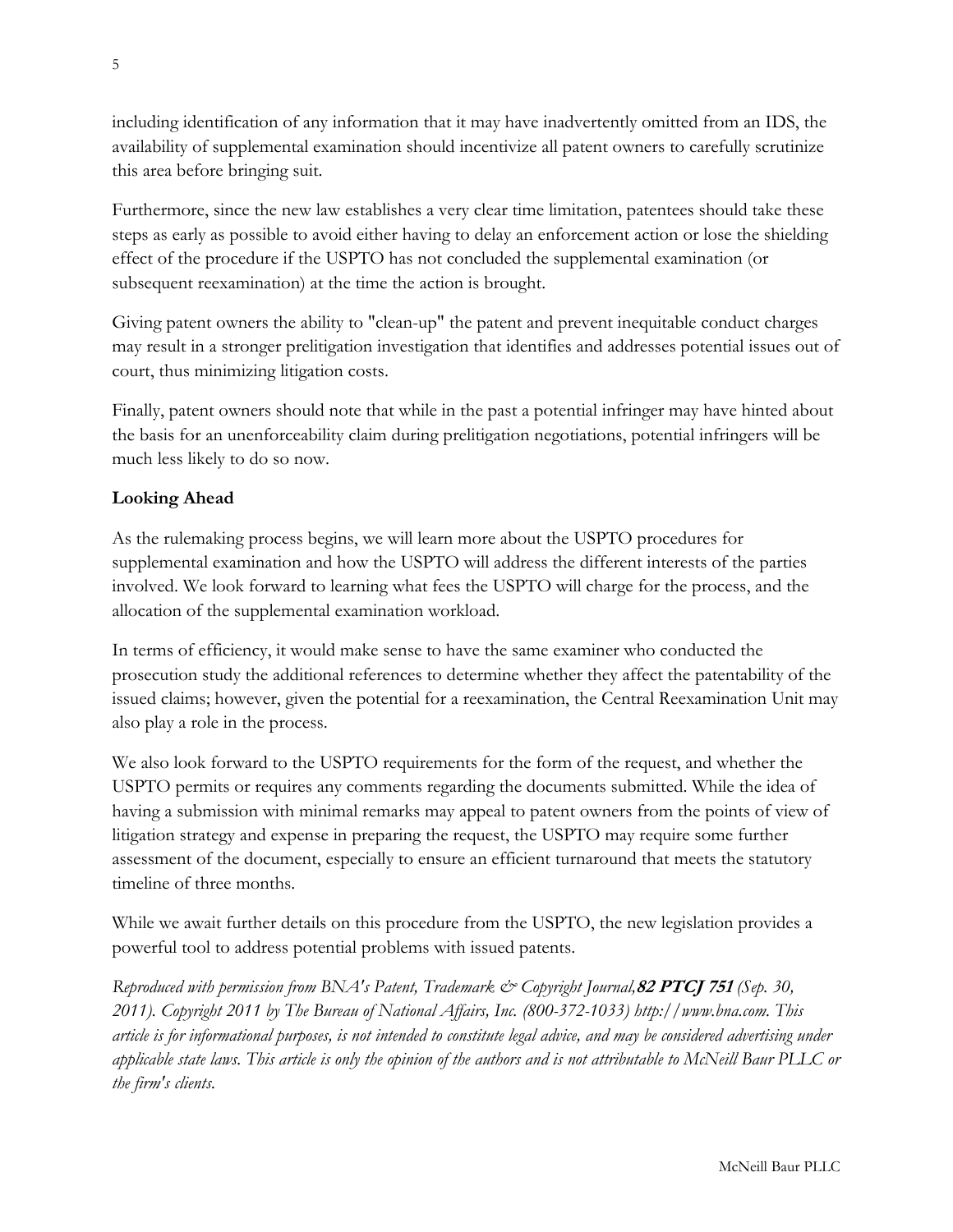including identification of any information that it may have inadvertently omitted from an IDS, the availability of supplemental examination should incentivize all patent owners to carefully scrutinize this area before bringing suit.

Furthermore, since the new law establishes a very clear time limitation, patentees should take these steps as early as possible to avoid either having to delay an enforcement action or lose the shielding effect of the procedure if the USPTO has not concluded the supplemental examination (or subsequent reexamination) at the time the action is brought.

Giving patent owners the ability to "clean-up" the patent and prevent inequitable conduct charges may result in a stronger prelitigation investigation that identifies and addresses potential issues out of court, thus minimizing litigation costs.

Finally, patent owners should note that while in the past a potential infringer may have hinted about the basis for an unenforceability claim during prelitigation negotiations, potential infringers will be much less likely to do so now.

**Looking Ahead**

As the rulemaking process begins, we will learn more about the USPTO procedures for supplemental examination and how the USPTO will address the different interests of the parties involved. We look forward to learning what fees the USPTO will charge for the process, and the allocation of the supplemental examination workload.

In terms of efficiency, it would make sense to have the same examiner who conducted the prosecution study the additional references to determine whether they affect the patentability of the issued claims; however, given the potential for a reexamination, the Central Reexamination Unit may also play a role in the process.

We also look forward to the USPTO requirements for the form of the request, and whether the USPTO permits or requires any comments regarding the documents submitted. While the idea of having a submission with minimal remarks may appeal to patent owners from the points of view of litigation strategy and expense in preparing the request, the USPTO may require some further assessment of the document, especially to ensure an efficient turnaround that meets the statutory timeline of three months.

While we await further details on this procedure from the USPTO, the new legislation provides a powerful tool to address potential problems with issued patents.

*Reproduced with permission from BNA's Patent, Trademark & Copyright Journal,* ***82 PTCJ 751*** *(Sep. 30, 2011). Copyright 2011 by The Bureau of National Affairs, Inc. (800-372-1033) http://www.bna.com. This article is for informational purposes, is not intended to constitute legal advice, and may be considered advertising under applicable state laws. This article is only the opinion of the authors and is not attributable to McNeill Baur PLLC or the firm's clients.*